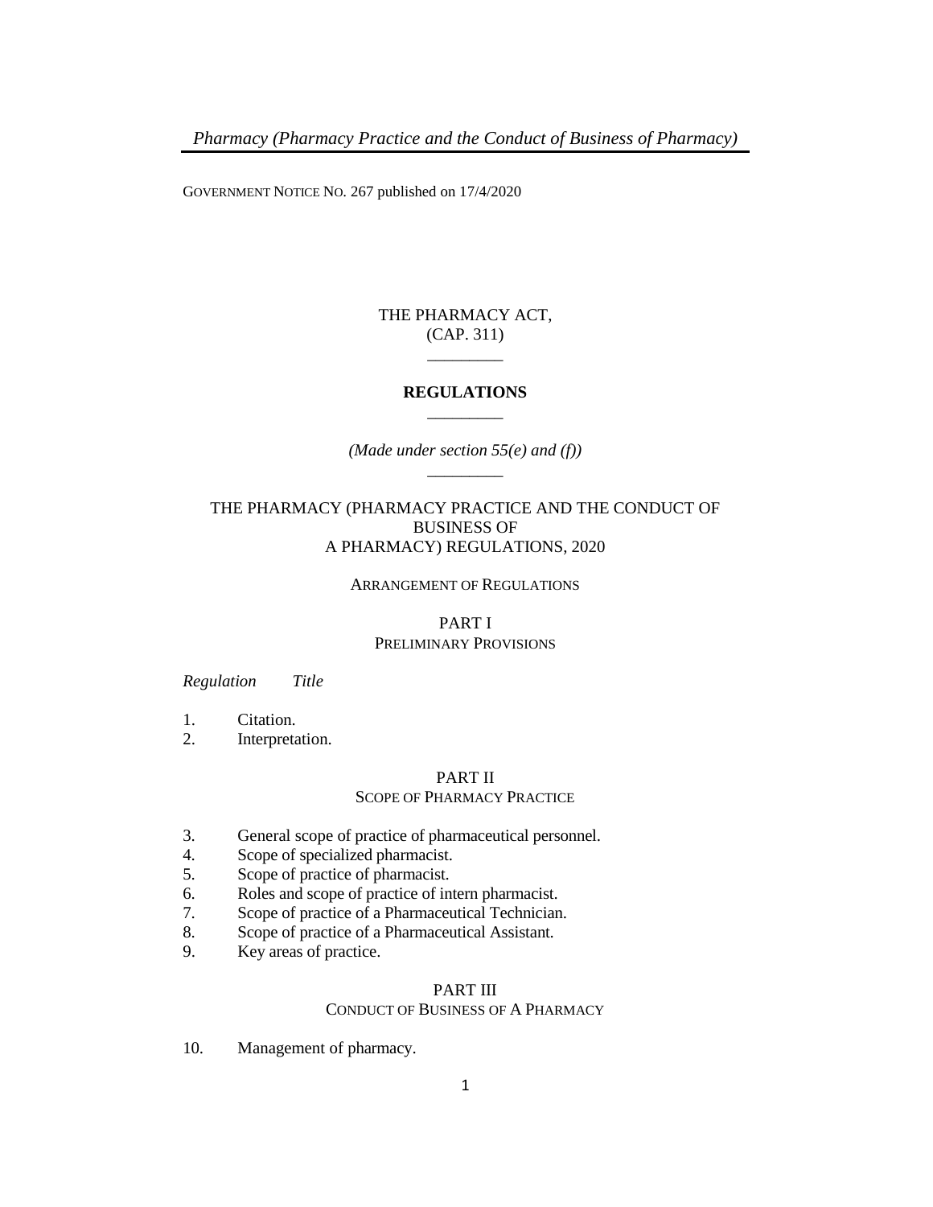GOVERNMENT NOTICE NO. 267 published on 17/4/2020

THE PHARMACY ACT,
(CAP. 311)

_________

**REGULATIONS**

_________

*(Made under section 55(e) and (f))*

_________

# THE PHARMACY (PHARMACY PRACTICE AND THE CONDUCT OF BUSINESS OF A PHARMACY) REGULATIONS, 2020

ARRANGEMENT OF REGULATIONS

## PART I
PRELIMINARY PROVISIONS

*Regulation* *Title*

1. Citation.
2. Interpretation.

## PART II
SCOPE OF PHARMACY PRACTICE

3. General scope of practice of pharmaceutical personnel.
4. Scope of specialized pharmacist.
5. Scope of practice of pharmacist.
6. Roles and scope of practice of intern pharmacist.
7. Scope of practice of a Pharmaceutical Technician.
8. Scope of practice of a Pharmaceutical Assistant.
9. Key areas of practice.

## PART III
CONDUCT OF BUSINESS OF A PHARMACY

10. Management of pharmacy.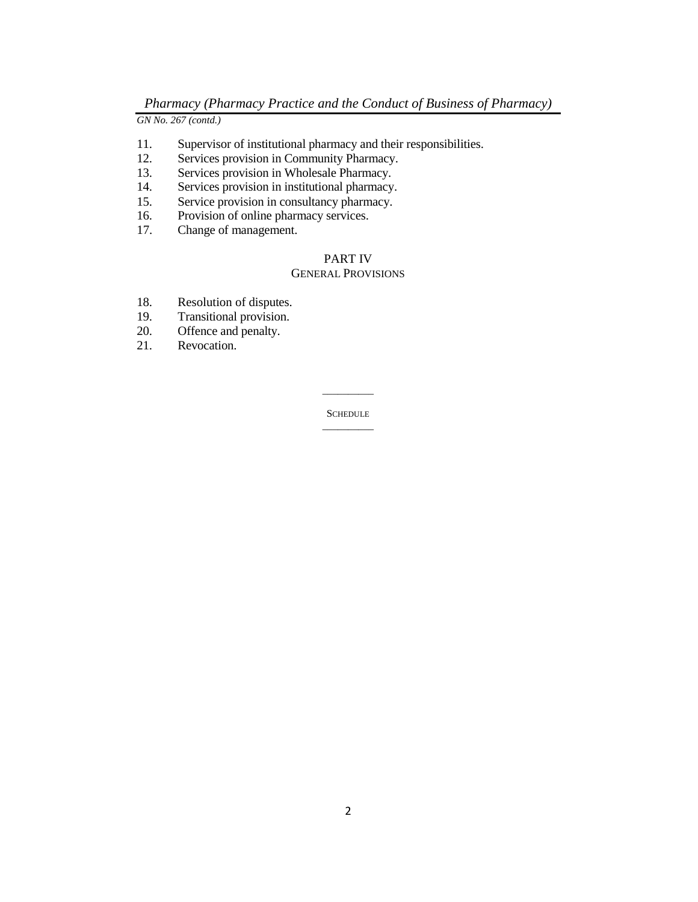11. Supervisor of institutional pharmacy and their responsibilities.
12. Services provision in Community Pharmacy.
13. Services provision in Wholesale Pharmacy.
14. Services provision in institutional pharmacy.
15. Service provision in consultancy pharmacy.
16. Provision of online pharmacy services.
17. Change of management.

## PART IV
### GENERAL PROVISIONS

18. Resolution of disputes.
19. Transitional provision.
20. Offence and penalty.
21. Revocation.

---

SCHEDULE

---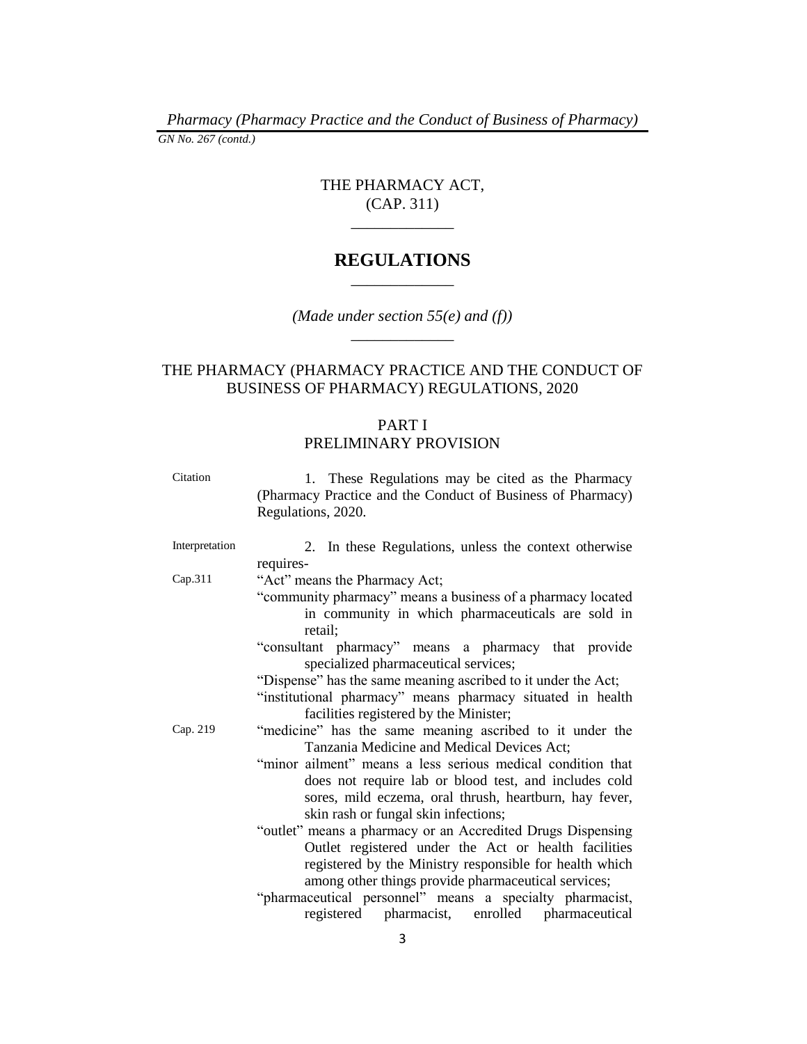THE PHARMACY ACT,
(CAP. 311)

_____________

# REGULATIONS

_____________

*(Made under section 55(e) and (f))*

_____________

## THE PHARMACY (PHARMACY PRACTICE AND THE CONDUCT OF BUSINESS OF PHARMACY) REGULATIONS, 2020

## PART I
## PRELIMINARY PROVISION

Citation

1. These Regulations may be cited as the Pharmacy (Pharmacy Practice and the Conduct of Business of Pharmacy) Regulations, 2020.

Interpretation

2. In these Regulations, unless the context otherwise requires-

Cap.311

"Act" means the Pharmacy Act;

"community pharmacy" means a business of a pharmacy located in community in which pharmaceuticals are sold in retail;

"consultant pharmacy" means a pharmacy that provide specialized pharmaceutical services;

"Dispense" has the same meaning ascribed to it under the Act;

"institutional pharmacy" means pharmacy situated in health facilities registered by the Minister;

Cap. 219

"medicine" has the same meaning ascribed to it under the Tanzania Medicine and Medical Devices Act;

"minor ailment" means a less serious medical condition that does not require lab or blood test, and includes cold sores, mild eczema, oral thrush, heartburn, hay fever, skin rash or fungal skin infections;

"outlet" means a pharmacy or an Accredited Drugs Dispensing Outlet registered under the Act or health facilities registered by the Ministry responsible for health which among other things provide pharmaceutical services;

"pharmaceutical personnel" means a specialty pharmacist, registered pharmacist, enrolled pharmaceutical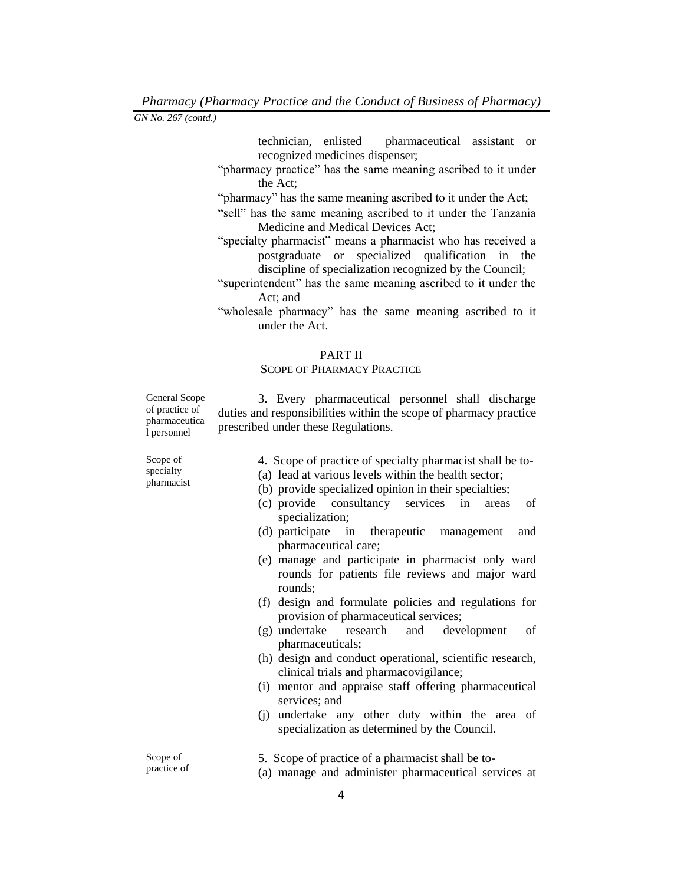technician, enlisted pharmaceutical assistant or recognized medicines dispenser;

"pharmacy practice" has the same meaning ascribed to it under the Act;

"pharmacy" has the same meaning ascribed to it under the Act;

"sell" has the same meaning ascribed to it under the Tanzania Medicine and Medical Devices Act;

"specialty pharmacist" means a pharmacist who has received a postgraduate or specialized qualification in the discipline of specialization recognized by the Council;

"superintendent" has the same meaning ascribed to it under the Act; and

"wholesale pharmacy" has the same meaning ascribed to it under the Act.

## PART II
## SCOPE OF PHARMACY PRACTICE

*General Scope of practice of pharmaceutical personnel*

3. Every pharmaceutical personnel shall discharge duties and responsibilities within the scope of pharmacy practice prescribed under these Regulations.

*Scope of specialty pharmacist*

4. Scope of practice of specialty pharmacist shall be to-

(a) lead at various levels within the health sector;
(b) provide specialized opinion in their specialties;
(c) provide consultancy services in areas of specialization;
(d) participate in therapeutic management and pharmaceutical care;
(e) manage and participate in pharmacist only ward rounds for patients file reviews and major ward rounds;
(f) design and formulate policies and regulations for provision of pharmaceutical services;
(g) undertake research and development of pharmaceuticals;
(h) design and conduct operational, scientific research, clinical trials and pharmacovigilance;
(i) mentor and appraise staff offering pharmaceutical services; and
(j) undertake any other duty within the area of specialization as determined by the Council.

*Scope of practice of*

5. Scope of practice of a pharmacist shall be to-

(a) manage and administer pharmaceutical services at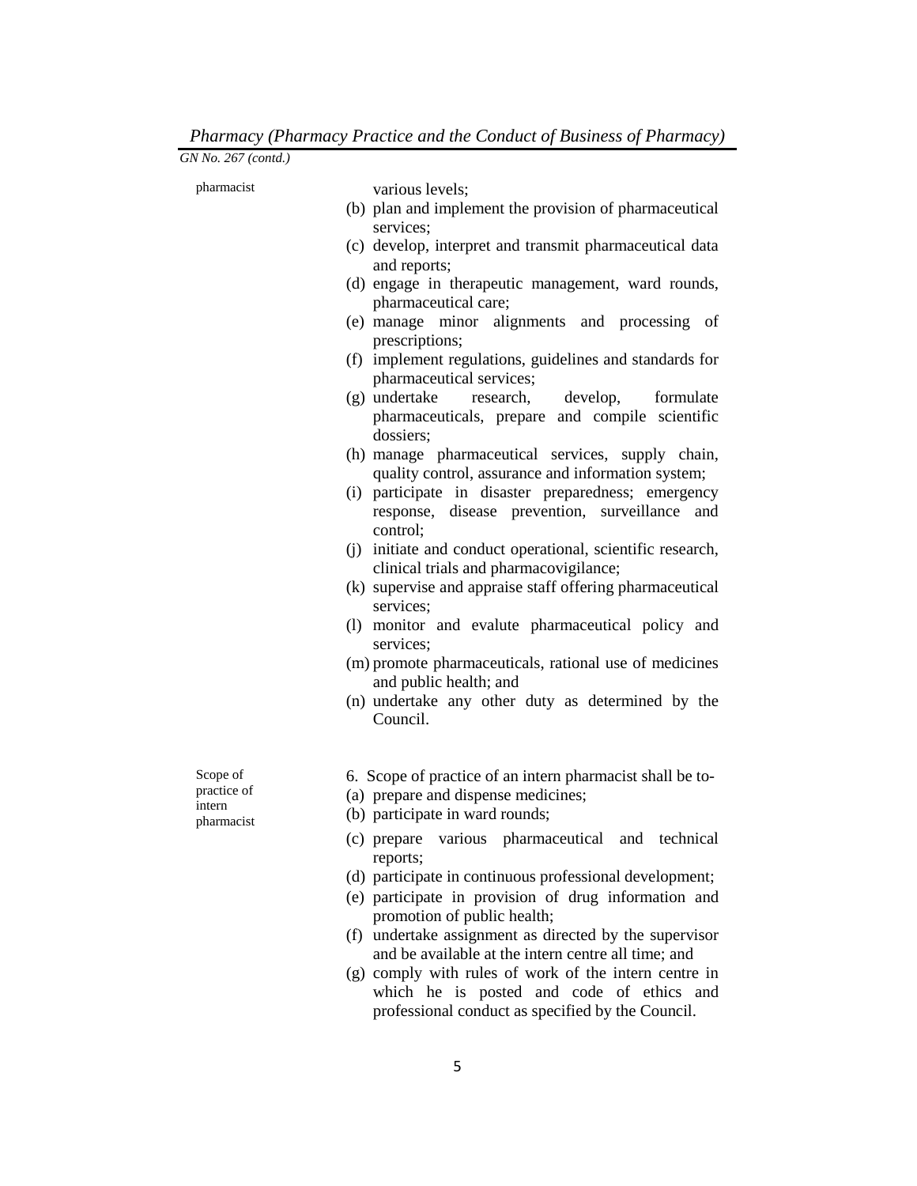pharmacist

various levels;

(b) plan and implement the provision of pharmaceutical services;

(c) develop, interpret and transmit pharmaceutical data and reports;

(d) engage in therapeutic management, ward rounds, pharmaceutical care;

(e) manage minor alignments and processing of prescriptions;

(f) implement regulations, guidelines and standards for pharmaceutical services;

(g) undertake research, develop, formulate pharmaceuticals, prepare and compile scientific dossiers;

(h) manage pharmaceutical services, supply chain, quality control, assurance and information system;

(i) participate in disaster preparedness; emergency response, disease prevention, surveillance and control;

(j) initiate and conduct operational, scientific research, clinical trials and pharmacovigilance;

(k) supervise and appraise staff offering pharmaceutical services;

(l) monitor and evalute pharmaceutical policy and services;

(m) promote pharmaceuticals, rational use of medicines and public health; and

(n) undertake any other duty as determined by the Council.

Scope of practice of intern pharmacist

6. Scope of practice of an intern pharmacist shall be to-

(a) prepare and dispense medicines;

(b) participate in ward rounds;

(c) prepare various pharmaceutical and technical reports;

(d) participate in continuous professional development;

(e) participate in provision of drug information and promotion of public health;

(f) undertake assignment as directed by the supervisor and be available at the intern centre all time; and

(g) comply with rules of work of the intern centre in which he is posted and code of ethics and professional conduct as specified by the Council.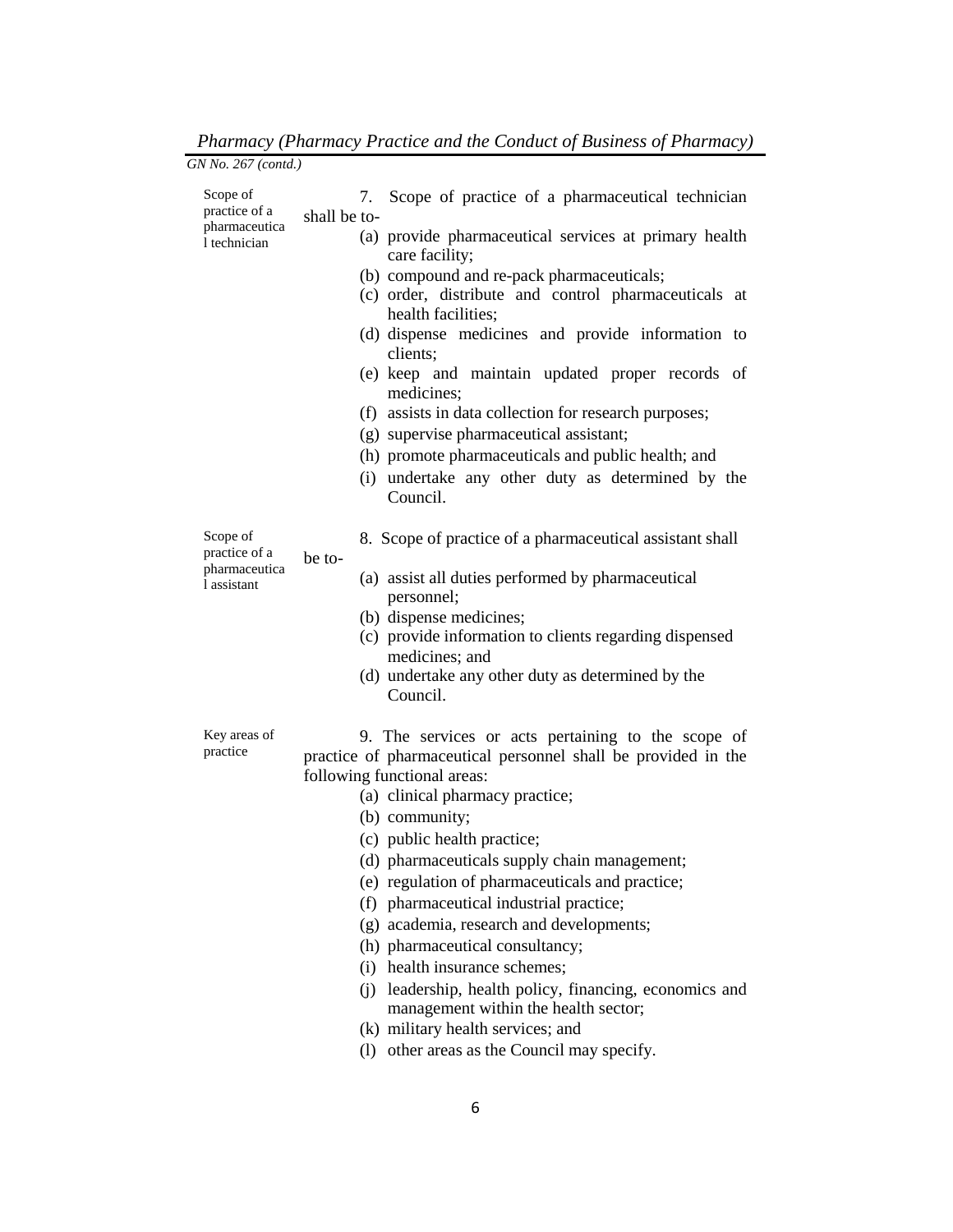*GN No. 267 (contd.)*

**Scope of practice of a pharmaceutical technician**

7. Scope of practice of a pharmaceutical technician shall be to-

(a) provide pharmaceutical services at primary health care facility;
(b) compound and re-pack pharmaceuticals;
(c) order, distribute and control pharmaceuticals at health facilities;
(d) dispense medicines and provide information to clients;
(e) keep and maintain updated proper records of medicines;
(f) assists in data collection for research purposes;
(g) supervise pharmaceutical assistant;
(h) promote pharmaceuticals and public health; and
(i) undertake any other duty as determined by the Council.

**Scope of practice of a pharmaceutical assistant**

8. Scope of practice of a pharmaceutical assistant shall be to-

(a) assist all duties performed by pharmaceutical personnel;
(b) dispense medicines;
(c) provide information to clients regarding dispensed medicines; and
(d) undertake any other duty as determined by the Council.

**Key areas of practice**

9. The services or acts pertaining to the scope of practice of pharmaceutical personnel shall be provided in the following functional areas:

(a) clinical pharmacy practice;
(b) community;
(c) public health practice;
(d) pharmaceuticals supply chain management;
(e) regulation of pharmaceuticals and practice;
(f) pharmaceutical industrial practice;
(g) academia, research and developments;
(h) pharmaceutical consultancy;
(i) health insurance schemes;
(j) leadership, health policy, financing, economics and management within the health sector;
(k) military health services; and
(l) other areas as the Council may specify.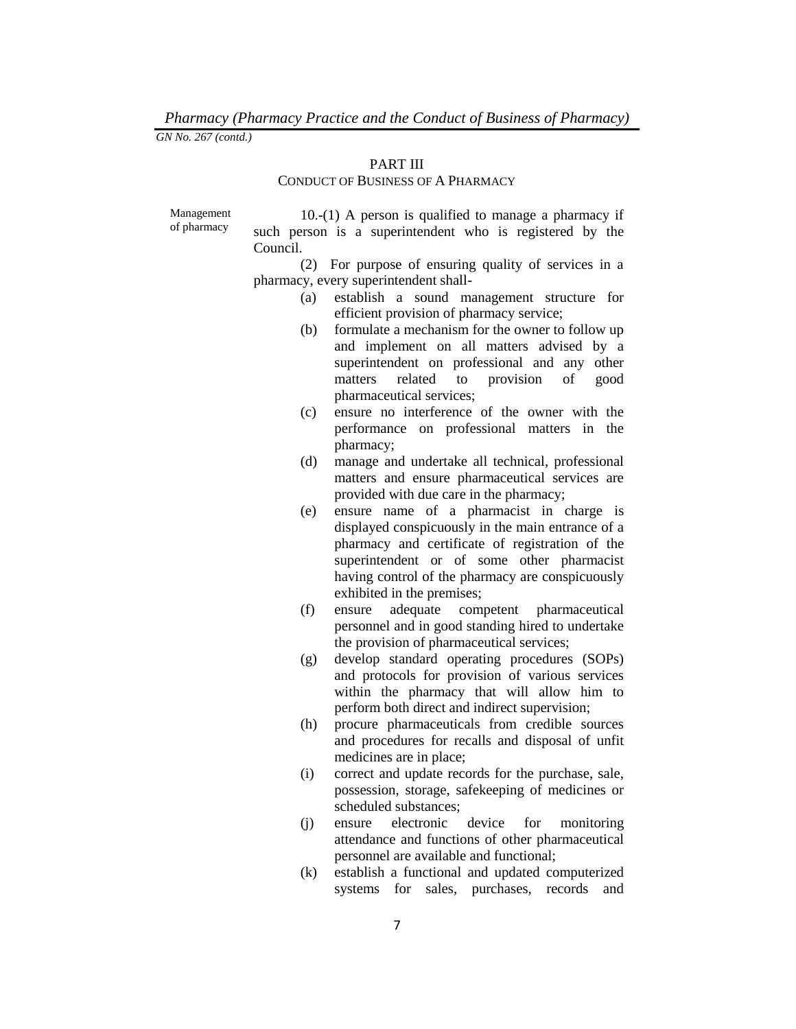## PART III

### CONDUCT OF BUSINESS OF A PHARMACY

Management of pharmacy

10.-(1) A person is qualified to manage a pharmacy if such person is a superintendent who is registered by the Council.

(2) For purpose of ensuring quality of services in a pharmacy, every superintendent shall-

(a) establish a sound management structure for efficient provision of pharmacy service;

(b) formulate a mechanism for the owner to follow up and implement on all matters advised by a superintendent on professional and any other matters related to provision of good pharmaceutical services;

(c) ensure no interference of the owner with the performance on professional matters in the pharmacy;

(d) manage and undertake all technical, professional matters and ensure pharmaceutical services are provided with due care in the pharmacy;

(e) ensure name of a pharmacist in charge is displayed conspicuously in the main entrance of a pharmacy and certificate of registration of the superintendent or of some other pharmacist having control of the pharmacy are conspicuously exhibited in the premises;

(f) ensure adequate competent pharmaceutical personnel and in good standing hired to undertake the provision of pharmaceutical services;

(g) develop standard operating procedures (SOPs) and protocols for provision of various services within the pharmacy that will allow him to perform both direct and indirect supervision;

(h) procure pharmaceuticals from credible sources and procedures for recalls and disposal of unfit medicines are in place;

(i) correct and update records for the purchase, sale, possession, storage, safekeeping of medicines or scheduled substances;

(j) ensure electronic device for monitoring attendance and functions of other pharmaceutical personnel are available and functional;

(k) establish a functional and updated computerized systems for sales, purchases, records and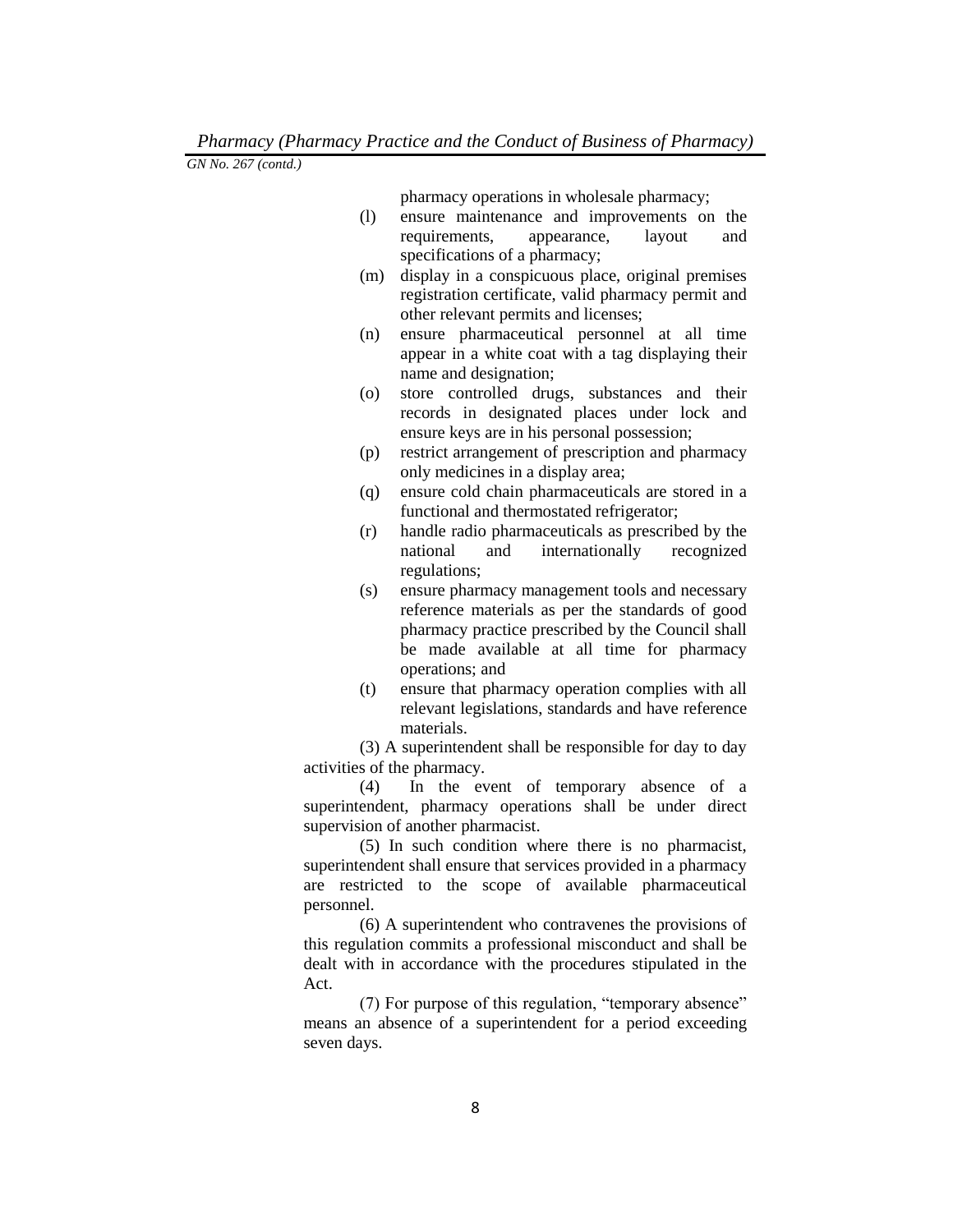pharmacy operations in wholesale pharmacy;

(l) ensure maintenance and improvements on the requirements, appearance, layout and specifications of a pharmacy;

(m) display in a conspicuous place, original premises registration certificate, valid pharmacy permit and other relevant permits and licenses;

(n) ensure pharmaceutical personnel at all time appear in a white coat with a tag displaying their name and designation;

(o) store controlled drugs, substances and their records in designated places under lock and ensure keys are in his personal possession;

(p) restrict arrangement of prescription and pharmacy only medicines in a display area;

(q) ensure cold chain pharmaceuticals are stored in a functional and thermostated refrigerator;

(r) handle radio pharmaceuticals as prescribed by the national and internationally recognized regulations;

(s) ensure pharmacy management tools and necessary reference materials as per the standards of good pharmacy practice prescribed by the Council shall be made available at all time for pharmacy operations; and

(t) ensure that pharmacy operation complies with all relevant legislations, standards and have reference materials.

(3) A superintendent shall be responsible for day to day activities of the pharmacy.

(4) In the event of temporary absence of a superintendent, pharmacy operations shall be under direct supervision of another pharmacist.

(5) In such condition where there is no pharmacist, superintendent shall ensure that services provided in a pharmacy are restricted to the scope of available pharmaceutical personnel.

(6) A superintendent who contravenes the provisions of this regulation commits a professional misconduct and shall be dealt with in accordance with the procedures stipulated in the Act.

(7) For purpose of this regulation, "temporary absence" means an absence of a superintendent for a period exceeding seven days.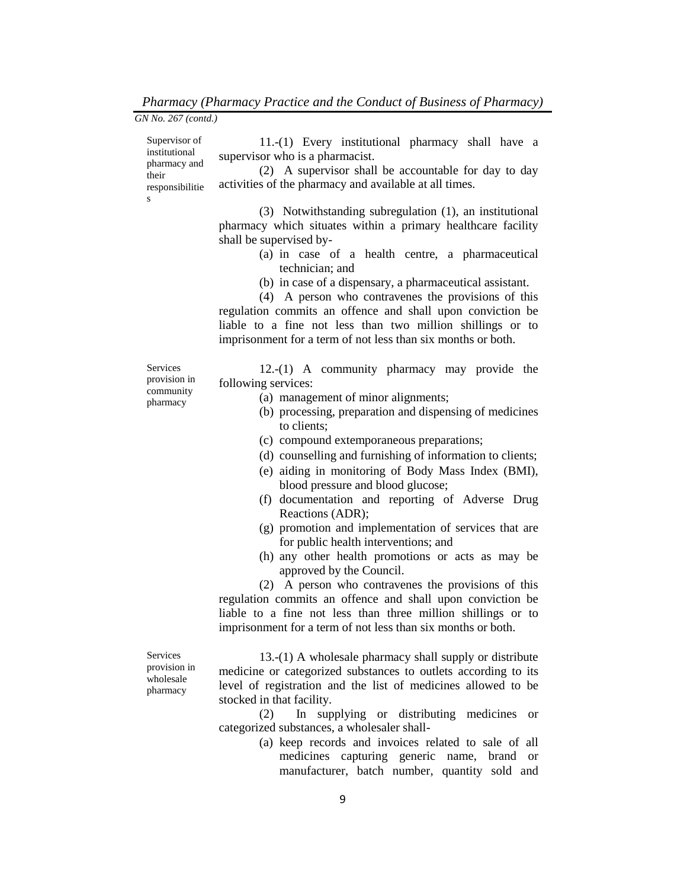Supervisor of institutional pharmacy and their responsibilities

11.-(1) Every institutional pharmacy shall have a supervisor who is a pharmacist.

(2) A supervisor shall be accountable for day to day activities of the pharmacy and available at all times.

(3) Notwithstanding subregulation (1), an institutional pharmacy which situates within a primary healthcare facility shall be supervised by-

- (a) in case of a health centre, a pharmaceutical technician; and
- (b) in case of a dispensary, a pharmaceutical assistant.

(4) A person who contravenes the provisions of this regulation commits an offence and shall upon conviction be liable to a fine not less than two million shillings or to imprisonment for a term of not less than six months or both.

Services provision in community pharmacy

12.-(1) A community pharmacy may provide the following services:

- (a) management of minor alignments;
- (b) processing, preparation and dispensing of medicines to clients;
- (c) compound extemporaneous preparations;
- (d) counselling and furnishing of information to clients;
- (e) aiding in monitoring of Body Mass Index (BMI), blood pressure and blood glucose;
- (f) documentation and reporting of Adverse Drug Reactions (ADR);
- (g) promotion and implementation of services that are for public health interventions; and
- (h) any other health promotions or acts as may be approved by the Council.

(2) A person who contravenes the provisions of this regulation commits an offence and shall upon conviction be liable to a fine not less than three million shillings or to imprisonment for a term of not less than six months or both.

Services provision in wholesale pharmacy

13.-(1) A wholesale pharmacy shall supply or distribute medicine or categorized substances to outlets according to its level of registration and the list of medicines allowed to be stocked in that facility.

(2) In supplying or distributing medicines or categorized substances, a wholesaler shall-

- (a) keep records and invoices related to sale of all medicines capturing generic name, brand or manufacturer, batch number, quantity sold and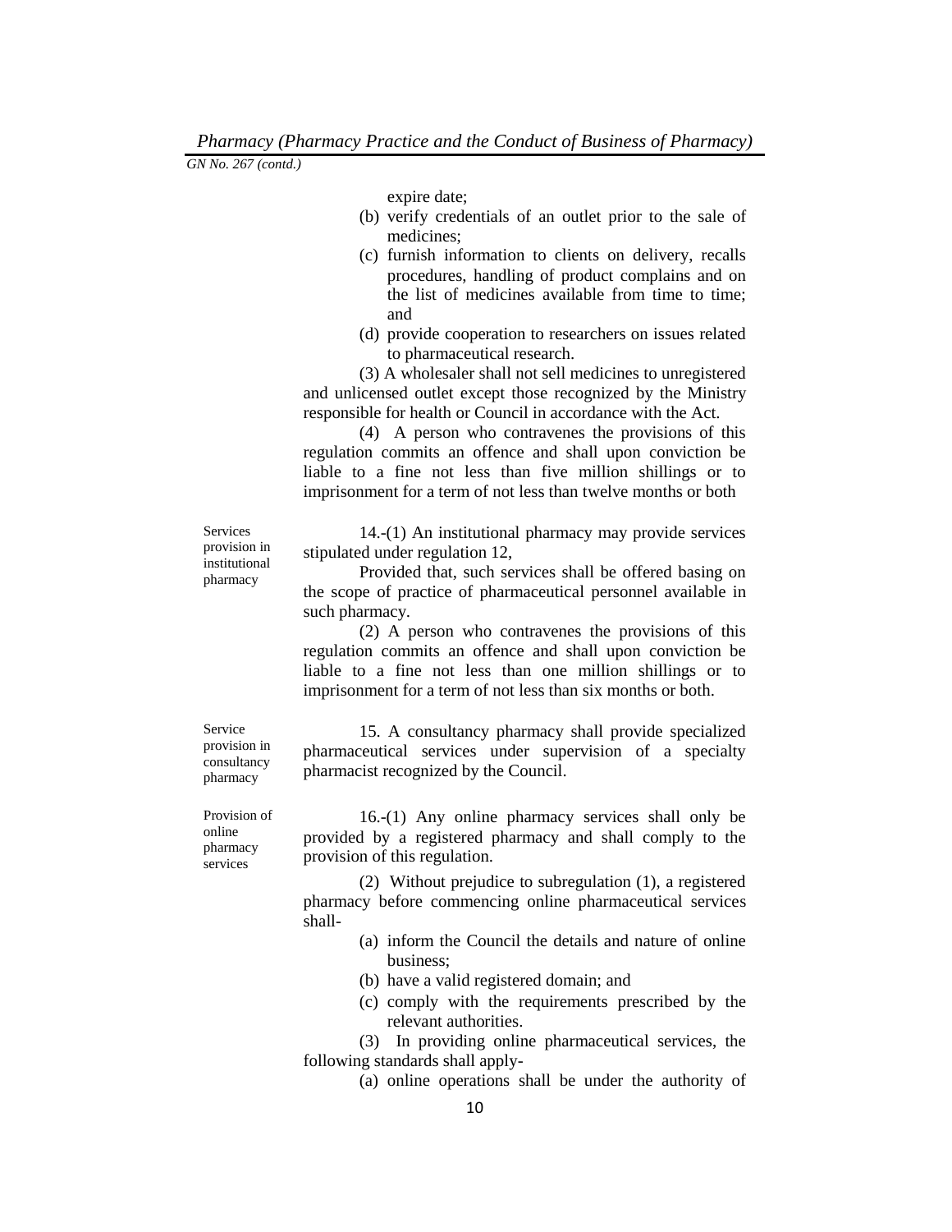expire date;

(b) verify credentials of an outlet prior to the sale of medicines;

(c) furnish information to clients on delivery, recalls procedures, handling of product complains and on the list of medicines available from time to time; and

(d) provide cooperation to researchers on issues related to pharmaceutical research.

(3) A wholesaler shall not sell medicines to unregistered and unlicensed outlet except those recognized by the Ministry responsible for health or Council in accordance with the Act.

(4) A person who contravenes the provisions of this regulation commits an offence and shall upon conviction be liable to a fine not less than five million shillings or to imprisonment for a term of not less than twelve months or both

*Services provision in institutional pharmacy*

14.-(1) An institutional pharmacy may provide services stipulated under regulation 12,

Provided that, such services shall be offered basing on the scope of practice of pharmaceutical personnel available in such pharmacy.

(2) A person who contravenes the provisions of this regulation commits an offence and shall upon conviction be liable to a fine not less than one million shillings or to imprisonment for a term of not less than six months or both.

*Service provision in consultancy pharmacy*

15. A consultancy pharmacy shall provide specialized pharmaceutical services under supervision of a specialty pharmacist recognized by the Council.

*Provision of online pharmacy services*

16.-(1) Any online pharmacy services shall only be provided by a registered pharmacy and shall comply to the provision of this regulation.

(2) Without prejudice to subregulation (1), a registered pharmacy before commencing online pharmaceutical services shall-

(a) inform the Council the details and nature of online business;

(b) have a valid registered domain; and

(c) comply with the requirements prescribed by the relevant authorities.

(3) In providing online pharmaceutical services, the following standards shall apply-

(a) online operations shall be under the authority of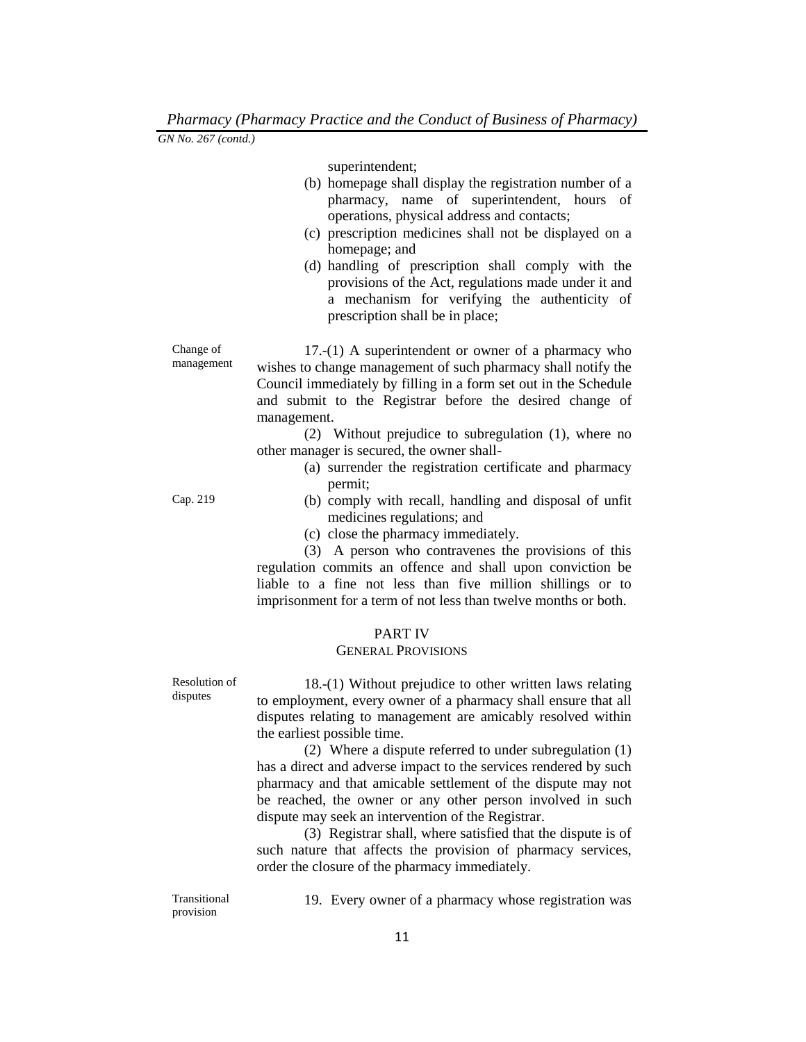superintendent;

(b) homepage shall display the registration number of a pharmacy, name of superintendent, hours of operations, physical address and contacts;

(c) prescription medicines shall not be displayed on a homepage; and

(d) handling of prescription shall comply with the provisions of the Act, regulations made under it and a mechanism for verifying the authenticity of prescription shall be in place;

Change of management

17.-(1) A superintendent or owner of a pharmacy who wishes to change management of such pharmacy shall notify the Council immediately by filling in a form set out in the Schedule and submit to the Registrar before the desired change of management.

(2) Without prejudice to subregulation (1), where no other manager is secured, the owner shall-

(a) surrender the registration certificate and pharmacy permit;

Cap. 219

(b) comply with recall, handling and disposal of unfit medicines regulations; and

(c) close the pharmacy immediately.

(3) A person who contravenes the provisions of this regulation commits an offence and shall upon conviction be liable to a fine not less than five million shillings or to imprisonment for a term of not less than twelve months or both.

## PART IV
### GENERAL PROVISIONS

Resolution of disputes

18.-(1) Without prejudice to other written laws relating to employment, every owner of a pharmacy shall ensure that all disputes relating to management are amicably resolved within the earliest possible time.

(2) Where a dispute referred to under subregulation (1) has a direct and adverse impact to the services rendered by such pharmacy and that amicable settlement of the dispute may not be reached, the owner or any other person involved in such dispute may seek an intervention of the Registrar.

(3) Registrar shall, where satisfied that the dispute is of such nature that affects the provision of pharmacy services, order the closure of the pharmacy immediately.

Transitional provision

19. Every owner of a pharmacy whose registration was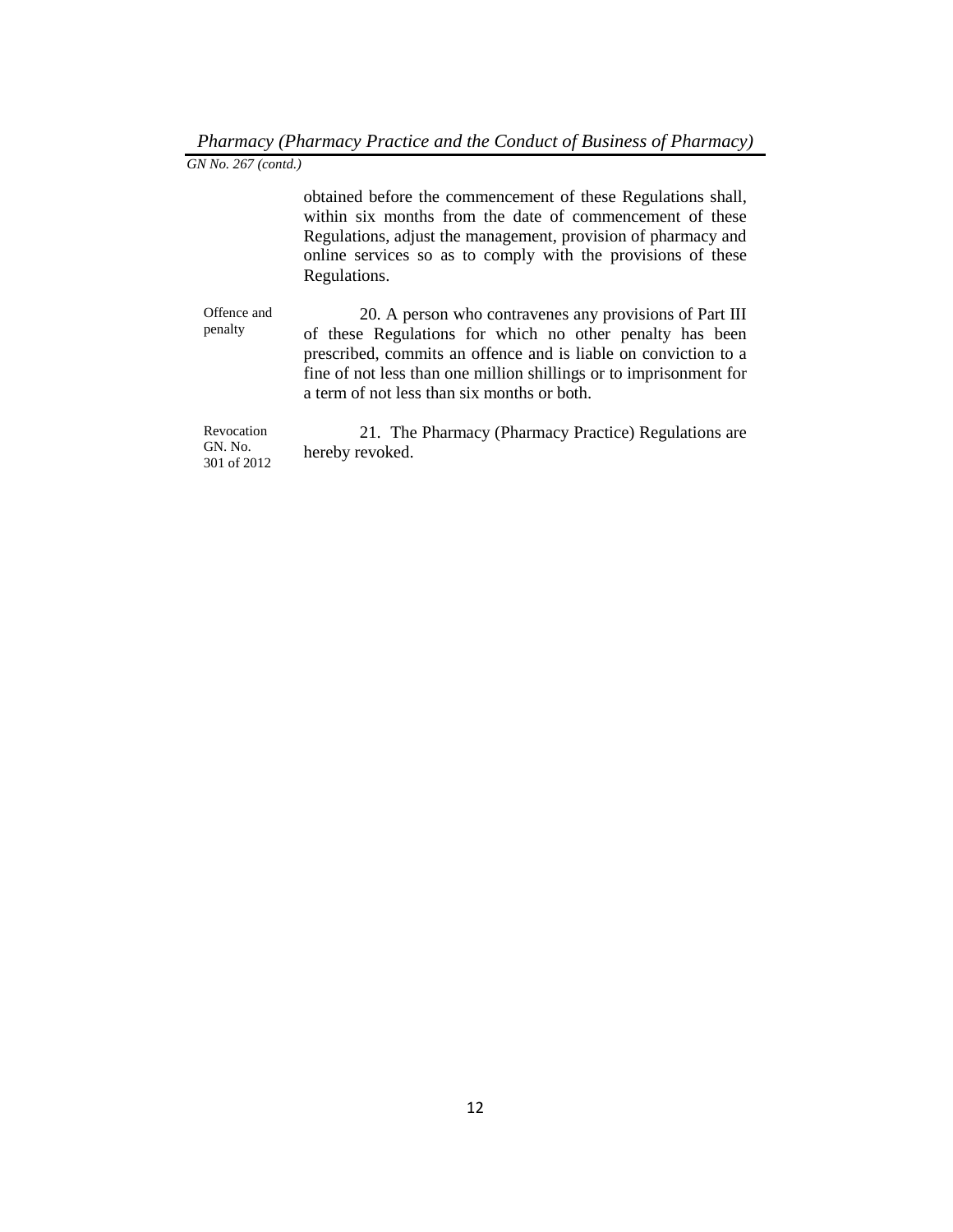obtained before the commencement of these Regulations shall, within six months from the date of commencement of these Regulations, adjust the management, provision of pharmacy and online services so as to comply with the provisions of these Regulations.

Offence and penalty

20. A person who contravenes any provisions of Part III of these Regulations for which no other penalty has been prescribed, commits an offence and is liable on conviction to a fine of not less than one million shillings or to imprisonment for a term of not less than six months or both.

Revocation GN. No. 301 of 2012

21. The Pharmacy (Pharmacy Practice) Regulations are hereby revoked.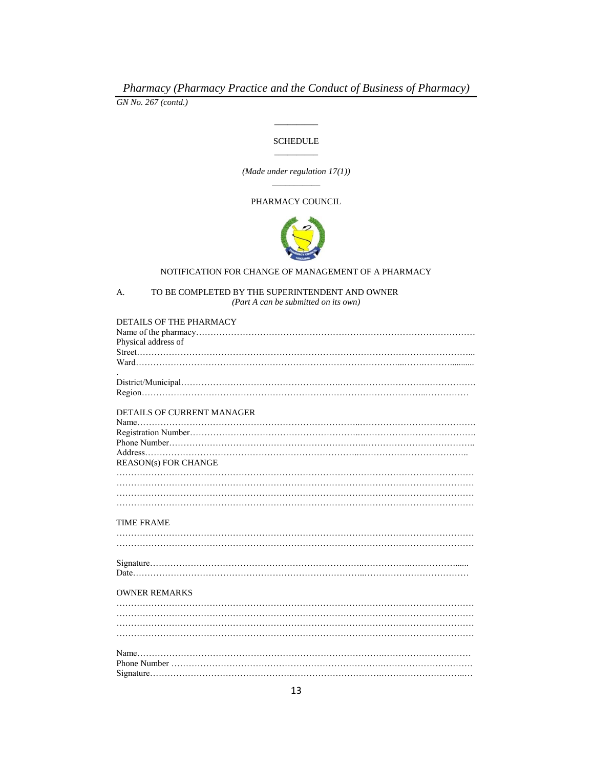GN No. 267 (contd.)

## SCHEDULE

*(Made under regulation 17(1))*

PHARMACY COUNCIL

NOTIFICATION FOR CHANGE OF MANAGEMENT OF A PHARMACY

A. TO BE COMPLETED BY THE SUPERINTENDENT AND OWNER
*(Part A can be submitted on its own)*

DETAILS OF THE PHARMACY

Name of the pharmacy…………………………………………………………………………………
Physical address of
Street……………………………………………………………………………………………………
Ward……………………………………………………………………………………………………
District/Municipal………………………………………………………………………………………
Region…………………………………………………………………………………………………

DETAILS OF CURRENT MANAGER

Name……………………………………………………………………………………………………
Registration Number……………………………………………………………………………………
Phone Number…………………………………………………………………………………………
Address…………………………………………………………………………………………………

REASON(s) FOR CHANGE

…………………………………………………………………………………………………………
…………………………………………………………………………………………………………
…………………………………………………………………………………………………………
…………………………………………………………………………………………………………

TIME FRAME

…………………………………………………………………………………………………………
…………………………………………………………………………………………………………

Signature…………………………………………………………………………………………………
Date………………………………………………………………………………………………………

OWNER REMARKS

…………………………………………………………………………………………………………
…………………………………………………………………………………………………………
…………………………………………………………………………………………………………
…………………………………………………………………………………………………………

Name……………………………………………………………………………………………………
Phone Number …………………………………………………………………………………………
Signature…………………………………………………………………………………………………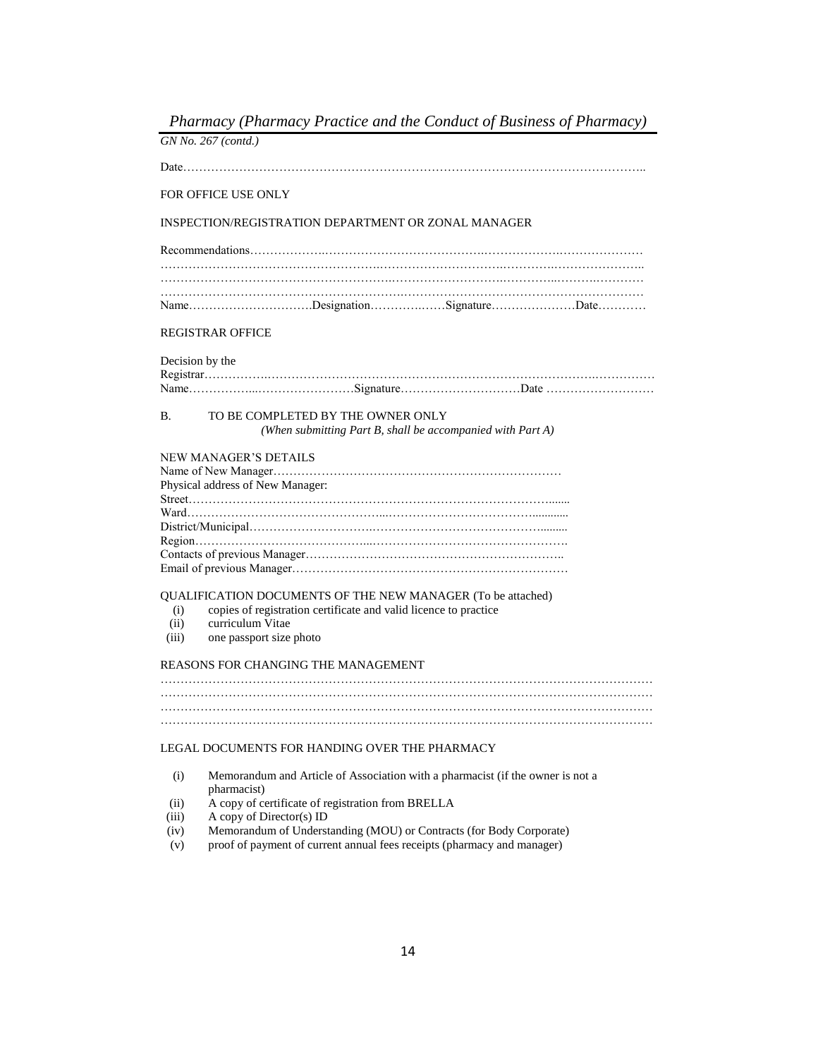GN No. 267 (contd.)

Date…………………………………………………………………………………………………..

FOR OFFICE USE ONLY

INSPECTION/REGISTRATION DEPARTMENT OR ZONAL MANAGER

Recommendations………………………………………………………………………………………
…………………………………………………………………………………………………………..
…………………………………………………………………………………………………………
…………………………………………………………………………………………………………
Name…………………………Designation……………Signature…………………Date…………

REGISTRAR OFFICE

Decision by the Registrar………………………………………………………………………………………………
Name…………………………………Signature…………………………Date ………………………

B. TO BE COMPLETED BY THE OWNER ONLY
*(When submitting Part B, shall be accompanied with Part A)*

NEW MANAGER'S DETAILS
Name of New Manager………………………………………………………………
Physical address of New Manager:
Street……………………………………………………………………………………......
Ward……………………………………………………………………………..............
District/Municipal……………………………………………………………………........
Region…………………………………………………………………………………….
Contacts of previous Manager……………………………………………………………..
Email of previous Manager…………………………………………………………

QUALIFICATION DOCUMENTS OF THE NEW MANAGER (To be attached)

- (i) copies of registration certificate and valid licence to practice
- (ii) curriculum Vitae
- (iii) one passport size photo

REASONS FOR CHANGING THE MANAGEMENT
……………………………………………………………………………………………………………
……………………………………………………………………………………………………………
……………………………………………………………………………………………………………
……………………………………………………………………………………………………………

LEGAL DOCUMENTS FOR HANDING OVER THE PHARMACY

- (i) Memorandum and Article of Association with a pharmacist (if the owner is not a pharmacist)
- (ii) A copy of certificate of registration from BRELLA
- (iii) A copy of Director(s) ID
- (iv) Memorandum of Understanding (MOU) or Contracts (for Body Corporate)
- (v) proof of payment of current annual fees receipts (pharmacy and manager)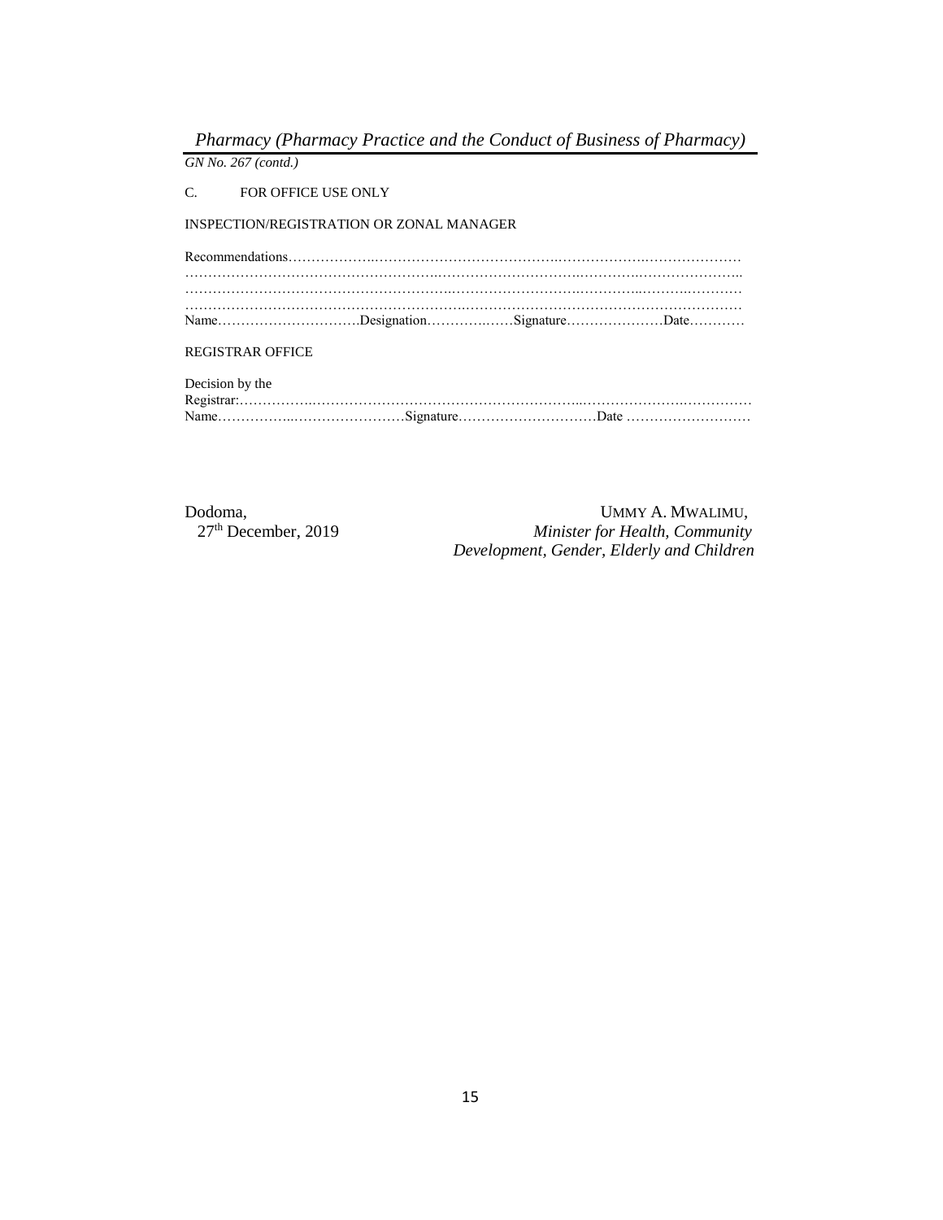GN No. 267 (contd.)

C. FOR OFFICE USE ONLY

INSPECTION/REGISTRATION OR ZONAL MANAGER

Recommendations……………….………………………………….……………….…………………
………………………………………………..……………………….………….….…………………..
…………………………………………………..……………………….………..……..………
…………………………………………………….…………………………………………………
Name…………………………Designation…………..……Signature…………………Date…………

REGISTRAR OFFICE

Decision by the Registrar:…………….…………………………………………………..………………..……………
Name……………..……………………Signature…………………………Date ………………………

Dodoma,
27th December, 2019

UMMY A. MWALIMU,
*Minister for Health, Community Development, Gender, Elderly and Children*